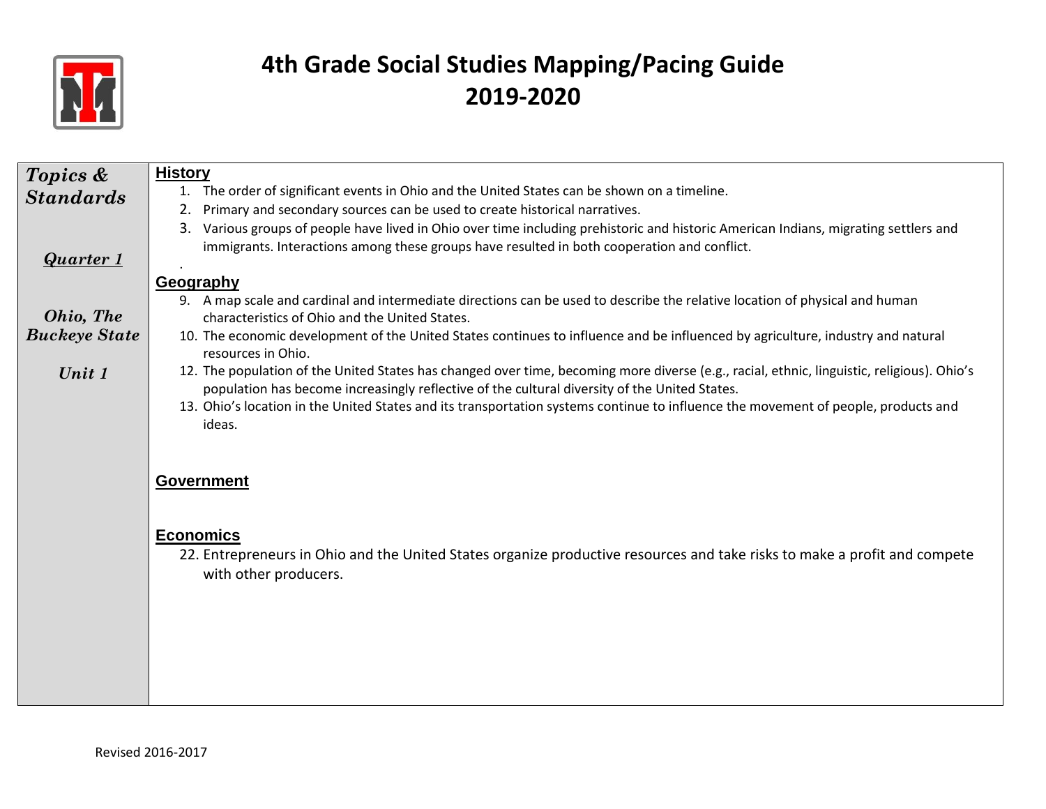# 4th Grade Social Studies Mapping/Pacing Guide
# 2019-2020

| ***Topics & Standards*** <br><br> ***Quarter 1*** <br><br> ***Ohio, The Buckeye State*** <br><br> ***Unit 1*** | **History**<br>1. The order of significant events in Ohio and the United States can be shown on a timeline.<br>2. Primary and secondary sources can be used to create historical narratives.<br>3. Various groups of people have lived in Ohio over time including prehistoric and historic American Indians, migrating settlers and immigrants. Interactions among these groups have resulted in both cooperation and conflict.<br>.<br>**Geography**<br>9. A map scale and cardinal and intermediate directions can be used to describe the relative location of physical and human characteristics of Ohio and the United States.<br>10. The economic development of the United States continues to influence and be influenced by agriculture, industry and natural resources in Ohio.<br>12. The population of the United States has changed over time, becoming more diverse (e.g., racial, ethnic, linguistic, religious). Ohio's population has become increasingly reflective of the cultural diversity of the United States.<br>13. Ohio's location in the United States and its transportation systems continue to influence the movement of people, products and ideas.<br><br>**Government**<br><br>**Economics**<br>22. Entrepreneurs in Ohio and the United States organize productive resources and take risks to make a profit and compete with other producers. |
|---|---|

Revised 2016-2017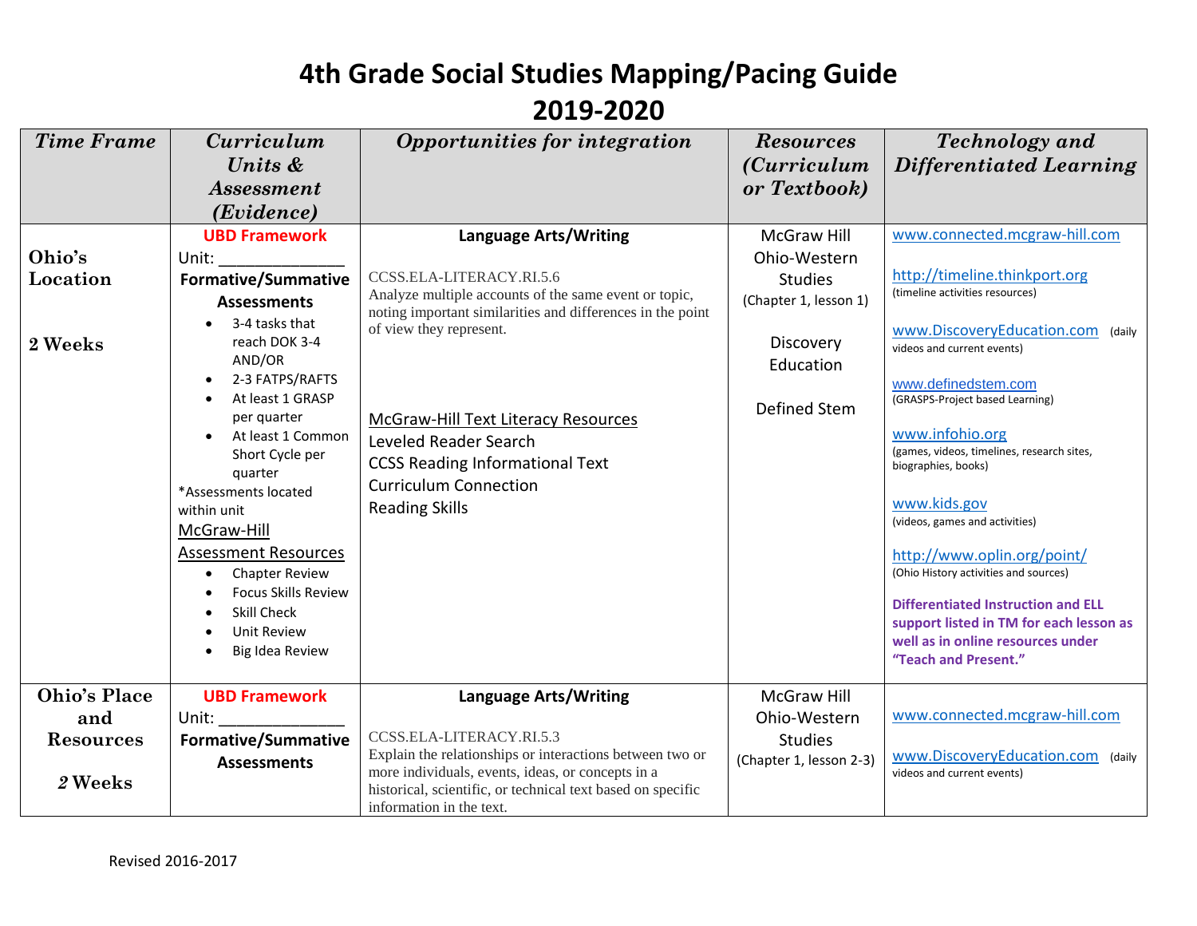# 4th Grade Social Studies Mapping/Pacing Guide
# 2019-2020

| *Time Frame* | *Curriculum Units & Assessment (Evidence)* | *Opportunities for integration* | *Resources (Curriculum or Textbook)* | *Technology and Differentiated Learning* |
|---|---|---|---|---|
| **Ohio's Location**<br><br>**2 Weeks** | **UBD Framework**<br>Unit: _______________<br>**Formative/Summative Assessments**<br>• 3-4 tasks that reach DOK 3-4 AND/OR<br>• 2-3 FATPS/RAFTS<br>• At least 1 GRASP per quarter<br>• At least 1 Common Short Cycle per quarter<br>*Assessments located within unit<br>McGraw-Hill Assessment Resources<br>• Chapter Review<br>• Focus Skills Review<br>• Skill Check<br>• Unit Review<br>• Big Idea Review | **Language Arts/Writing**<br><br>CCSS.ELA-LITERACY.RI.5.6<br>Analyze multiple accounts of the same event or topic, noting important similarities and differences in the point of view they represent.<br><br>McGraw-Hill Text Literacy Resources<br>Leveled Reader Search<br>CCSS Reading Informational Text<br>Curriculum Connection<br>Reading Skills | McGraw Hill Ohio-Western Studies<br>(Chapter 1, lesson 1)<br><br>Discovery Education<br><br>Defined Stem | www.connected.mcgraw-hill.com<br><br>http://timeline.thinkport.org<br>(timeline activities resources)<br><br>www.DiscoveryEducation.com (daily videos and current events)<br><br>www.definedstem.com<br>(GRASPS-Project based Learning)<br><br>www.infohio.org<br>(games, videos, timelines, research sites, biographies, books)<br><br>www.kids.gov<br>(videos, games and activities)<br><br>http://www.oplin.org/point/<br>(Ohio History activities and sources)<br><br>**Differentiated Instruction and ELL support listed in TM for each lesson as well as in online resources under "Teach and Present."** |
| **Ohio's Place and Resources**<br><br>***2* Weeks** | **UBD Framework**<br>Unit: _______________<br>**Formative/Summative Assessments** | **Language Arts/Writing**<br><br>CCSS.ELA-LITERACY.RI.5.3<br>Explain the relationships or interactions between two or more individuals, events, ideas, or concepts in a historical, scientific, or technical text based on specific information in the text. | McGraw Hill Ohio-Western Studies<br>(Chapter 1, lesson 2-3) | www.connected.mcgraw-hill.com<br><br>www.DiscoveryEducation.com (daily videos and current events) |

Revised 2016-2017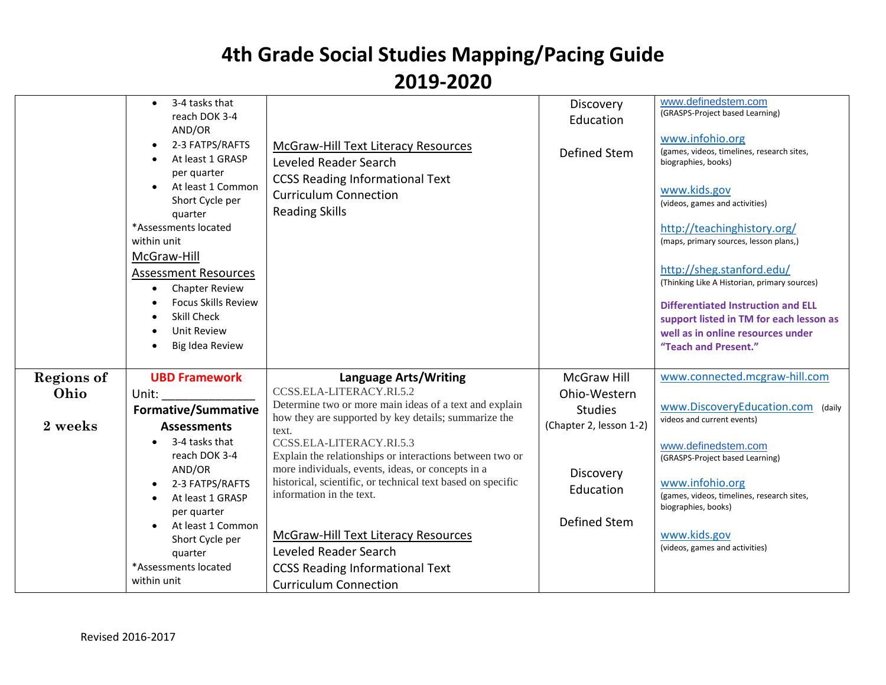# 4th Grade Social Studies Mapping/Pacing Guide
# 2019-2020

| | | | | |
|---|---|---|---|---|
| | • 3-4 tasks that reach DOK 3-4 AND/OR<br>• 2-3 FATPS/RAFTS<br>• At least 1 GRASP per quarter<br>• At least 1 Common Short Cycle per quarter<br>*Assessments located within unit<br>McGraw-Hill Assessment Resources<br>• Chapter Review<br>• Focus Skills Review<br>• Skill Check<br>• Unit Review<br>• Big Idea Review | McGraw-Hill Text Literacy Resources<br>Leveled Reader Search<br>CCSS Reading Informational Text<br>Curriculum Connection<br>Reading Skills | Discovery Education<br><br>Defined Stem | www.definedstem.com (GRASPS-Project based Learning)<br><br>www.infohio.org (games, videos, timelines, research sites, biographies, books)<br><br>www.kids.gov (videos, games and activities)<br><br>http://teachinghistory.org/ (maps, primary sources, lesson plans,)<br><br>http://sheg.stanford.edu/ (Thinking Like A Historian, primary sources)<br><br>**Differentiated Instruction and ELL support listed in TM for each lesson as well as in online resources under "Teach and Present."** |
| **Regions of Ohio**<br><br>**2 weeks** | **UBD Framework**<br>Unit: ______________<br>**Formative/Summative Assessments**<br>• 3-4 tasks that reach DOK 3-4 AND/OR<br>• 2-3 FATPS/RAFTS<br>• At least 1 GRASP per quarter<br>• At least 1 Common Short Cycle per quarter<br>*Assessments located within unit | **Language Arts/Writing**<br>CCSS.ELA-LITERACY.RI.5.2<br>Determine two or more main ideas of a text and explain how they are supported by key details; summarize the text.<br>CCSS.ELA-LITERACY.RI.5.3<br>Explain the relationships or interactions between two or more individuals, events, ideas, or concepts in a historical, scientific, or technical text based on specific information in the text.<br><br>McGraw-Hill Text Literacy Resources<br>Leveled Reader Search<br>CCSS Reading Informational Text<br>Curriculum Connection | McGraw Hill Ohio-Western Studies<br>(Chapter 2, lesson 1-2)<br><br>Discovery Education<br><br>Defined Stem | www.connected.mcgraw-hill.com<br><br>www.DiscoveryEducation.com (daily videos and current events)<br><br>www.definedstem.com (GRASPS-Project based Learning)<br><br>www.infohio.org (games, videos, timelines, research sites, biographies, books)<br><br>www.kids.gov (videos, games and activities) |

Revised 2016-2017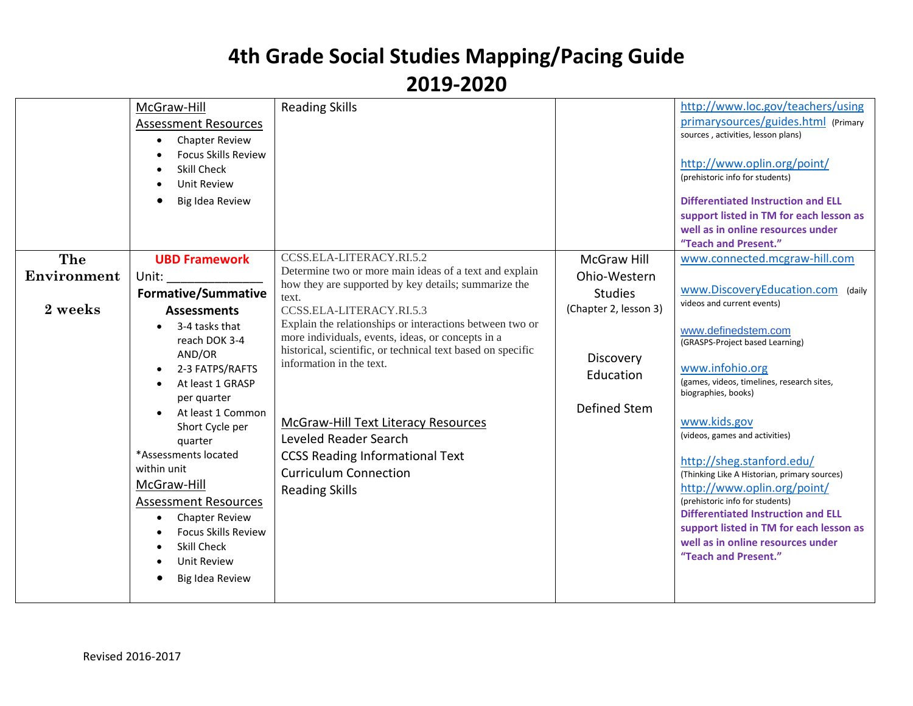# 4th Grade Social Studies Mapping/Pacing Guide
# 2019-2020

| | | | | |
|---|---|---|---|---|
| | McGraw-Hill Assessment Resources<br>• Chapter Review<br>• Focus Skills Review<br>• Skill Check<br>• Unit Review<br>• Big Idea Review | Reading Skills | | http://www.loc.gov/teachers/usingprimarysources/guides.html (Primary sources , activities, lesson plans)<br><br>http://www.oplin.org/point/ (prehistoric info for students)<br><br>**Differentiated Instruction and ELL support listed in TM for each lesson as well as in online resources under "Teach and Present."** |
| **The Environment**<br><br>**2 weeks** | **UBD Framework**<br>Unit: _____________<br>**Formative/Summative Assessments**<br>• 3-4 tasks that reach DOK 3-4 AND/OR<br>• 2-3 FATPS/RAFTS<br>• At least 1 GRASP per quarter<br>• At least 1 Common Short Cycle per quarter<br>*Assessments located within unit<br>McGraw-Hill Assessment Resources<br>• Chapter Review<br>• Focus Skills Review<br>• Skill Check<br>• Unit Review<br>• Big Idea Review | CCSS.ELA-LITERACY.RI.5.2<br>Determine two or more main ideas of a text and explain how they are supported by key details; summarize the text.<br>CCSS.ELA-LITERACY.RI.5.3<br>Explain the relationships or interactions between two or more individuals, events, ideas, or concepts in a historical, scientific, or technical text based on specific information in the text.<br><br>McGraw-Hill Text Literacy Resources<br>Leveled Reader Search<br>CCSS Reading Informational Text<br>Curriculum Connection<br>Reading Skills | McGraw Hill Ohio-Western Studies<br>(Chapter 2, lesson 3)<br><br>Discovery Education<br><br>Defined Stem | www.connected.mcgraw-hill.com<br><br>www.DiscoveryEducation.com (daily videos and current events)<br><br>www.definedstem.com (GRASPS-Project based Learning)<br><br>www.infohio.org (games, videos, timelines, research sites, biographies, books)<br><br>www.kids.gov (videos, games and activities)<br><br>http://sheg.stanford.edu/ (Thinking Like A Historian, primary sources)<br>http://www.oplin.org/point/ (prehistoric info for students)<br>**Differentiated Instruction and ELL support listed in TM for each lesson as well as in online resources under "Teach and Present."** |

Revised 2016-2017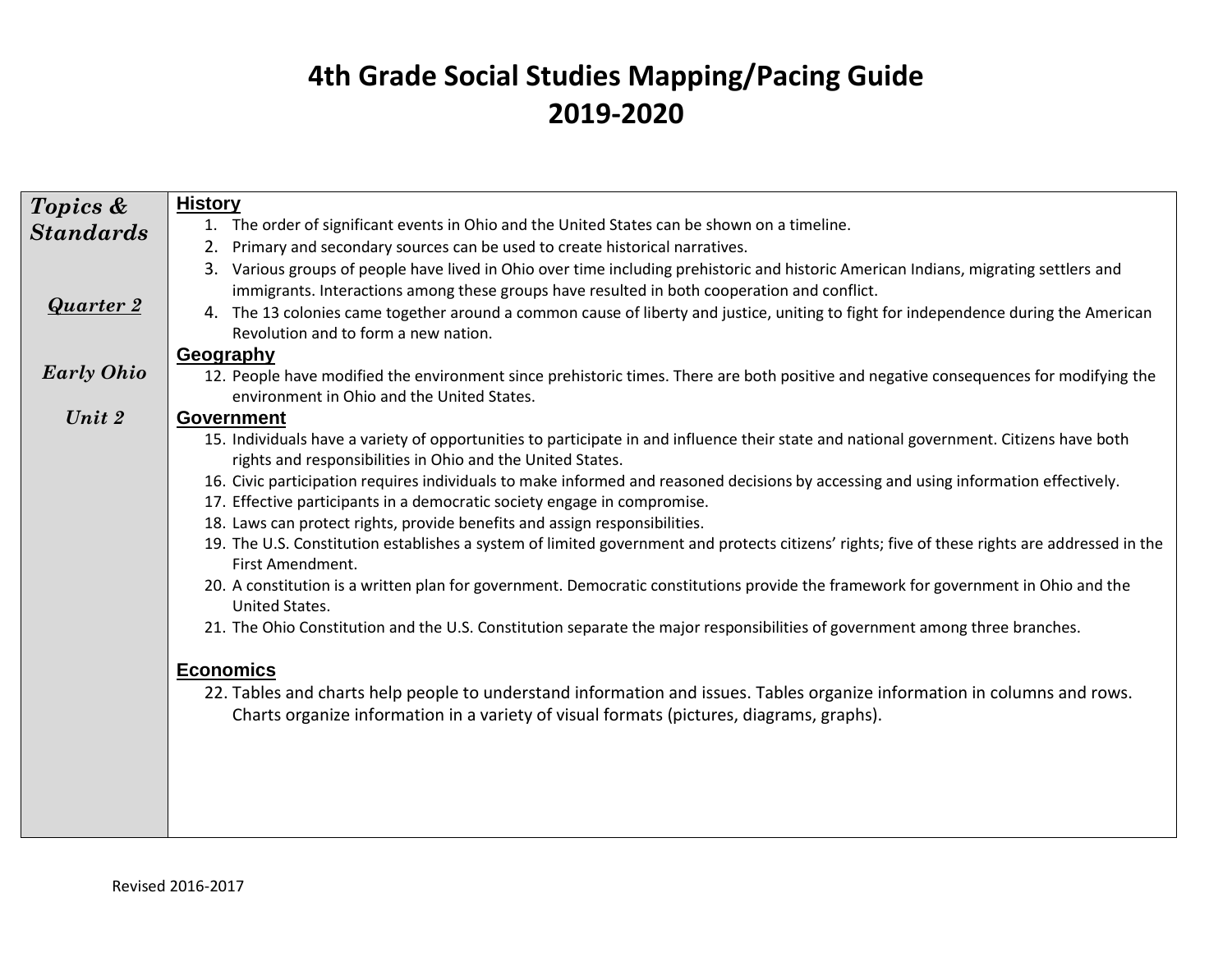# 4th Grade Social Studies Mapping/Pacing Guide
# 2019-2020

| *Topics & Standards*<br><br>*Quarter 2*<br><br>*Early Ohio*<br><br>*Unit 2* | **History**<br>1. The order of significant events in Ohio and the United States can be shown on a timeline.<br>2. Primary and secondary sources can be used to create historical narratives.<br>3. Various groups of people have lived in Ohio over time including prehistoric and historic American Indians, migrating settlers and immigrants. Interactions among these groups have resulted in both cooperation and conflict.<br>4. The 13 colonies came together around a common cause of liberty and justice, uniting to fight for independence during the American Revolution and to form a new nation.<br>**Geography**<br>12. People have modified the environment since prehistoric times. There are both positive and negative consequences for modifying the environment in Ohio and the United States.<br>**Government**<br>15. Individuals have a variety of opportunities to participate in and influence their state and national government. Citizens have both rights and responsibilities in Ohio and the United States.<br>16. Civic participation requires individuals to make informed and reasoned decisions by accessing and using information effectively.<br>17. Effective participants in a democratic society engage in compromise.<br>18. Laws can protect rights, provide benefits and assign responsibilities.<br>19. The U.S. Constitution establishes a system of limited government and protects citizens' rights; five of these rights are addressed in the First Amendment.<br>20. A constitution is a written plan for government. Democratic constitutions provide the framework for government in Ohio and the United States.<br>21. The Ohio Constitution and the U.S. Constitution separate the major responsibilities of government among three branches.<br><br>**Economics**<br>22. Tables and charts help people to understand information and issues. Tables organize information in columns and rows. Charts organize information in a variety of visual formats (pictures, diagrams, graphs). |
|---|---|

Revised 2016-2017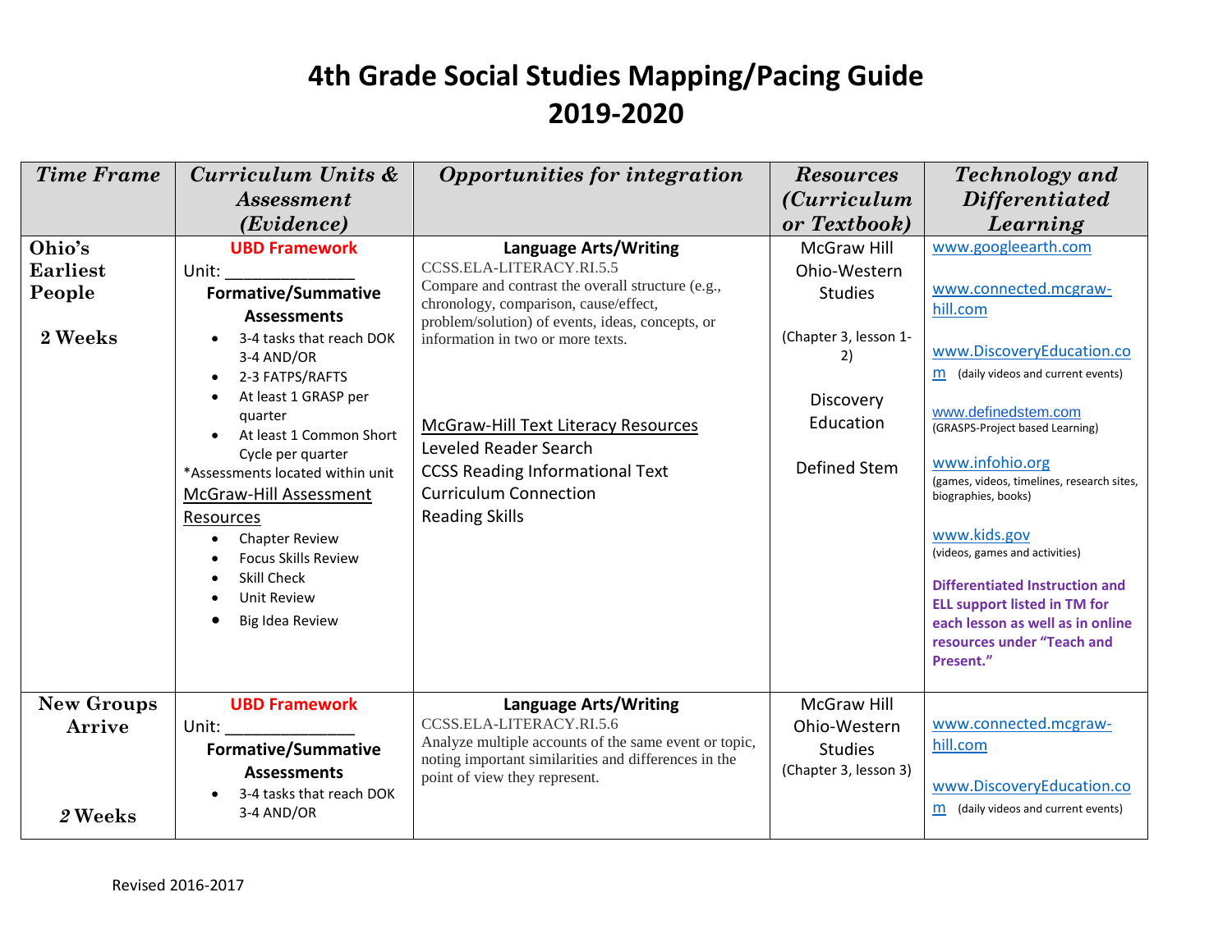# 4th Grade Social Studies Mapping/Pacing Guide 2019-2020

| Time Frame | Curriculum Units & Assessment (Evidence) | Opportunities for integration | Resources (Curriculum or Textbook) | Technology and Differentiated Learning |
|---|---|---|---|---|
| **Ohio's Earliest People**<br><br>**2 Weeks** | **UBD Framework**<br>Unit: ______________<br>**Formative/Summative Assessments**<br>• 3-4 tasks that reach DOK 3-4 AND/OR<br>• 2-3 FATPS/RAFTS<br>• At least 1 GRASP per quarter<br>• At least 1 Common Short Cycle per quarter<br>*Assessments located within unit<br>McGraw-Hill Assessment Resources<br>• Chapter Review<br>• Focus Skills Review<br>• Skill Check<br>• Unit Review<br>• Big Idea Review | **Language Arts/Writing**<br>CCSS.ELA-LITERACY.RI.5.5<br>Compare and contrast the overall structure (e.g., chronology, comparison, cause/effect, problem/solution) of events, ideas, concepts, or information in two or more texts.<br><br>McGraw-Hill Text Literacy Resources<br>Leveled Reader Search<br>CCSS Reading Informational Text<br>Curriculum Connection<br>Reading Skills | McGraw Hill Ohio-Western Studies<br><br>(Chapter 3, lesson 1-2)<br><br>Discovery Education<br><br>Defined Stem | www.googleearth.com<br><br>www.connected.mcgraw-hill.com<br><br>www.DiscoveryEducation.com (daily videos and current events)<br><br>www.definedstem.com (GRASPS-Project based Learning)<br><br>www.infohio.org (games, videos, timelines, research sites, biographies, books)<br><br>www.kids.gov (videos, games and activities)<br><br>**Differentiated Instruction and ELL support listed in TM for each lesson as well as in online resources under "Teach and Present."** |
| **New Groups Arrive**<br><br>**2 Weeks** | **UBD Framework**<br>Unit: ______________<br>**Formative/Summative Assessments**<br>• 3-4 tasks that reach DOK 3-4 AND/OR | **Language Arts/Writing**<br>CCSS.ELA-LITERACY.RI.5.6<br>Analyze multiple accounts of the same event or topic, noting important similarities and differences in the point of view they represent. | McGraw Hill Ohio-Western Studies<br>(Chapter 3, lesson 3) | www.connected.mcgraw-hill.com<br><br>www.DiscoveryEducation.com (daily videos and current events) |

Revised 2016-2017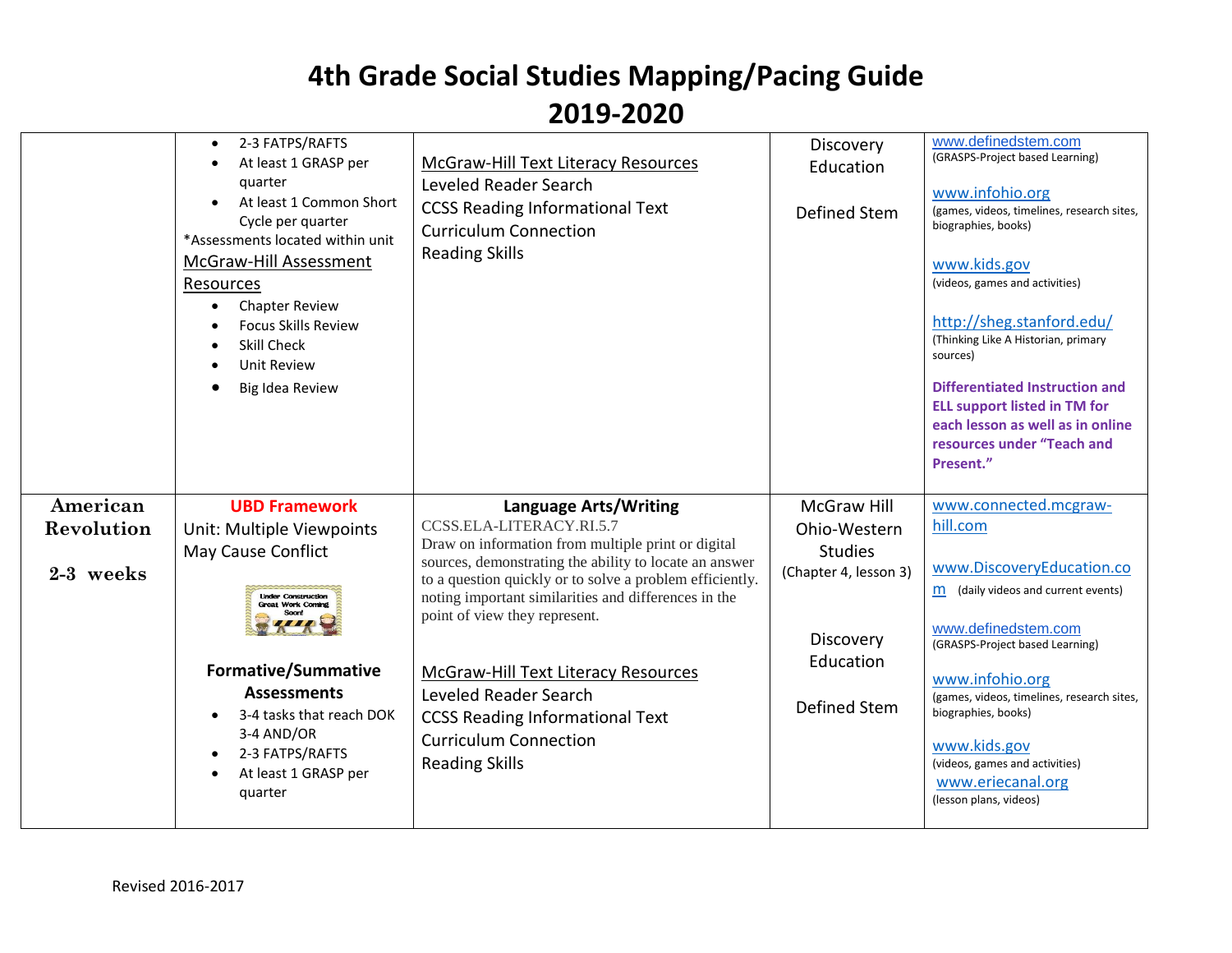# 4th Grade Social Studies Mapping/Pacing Guide
# 2019-2020

| | | | | |
|---|---|---|---|---|
| | • 2-3 FATPS/RAFTS<br>• At least 1 GRASP per quarter<br>• At least 1 Common Short Cycle per quarter<br>*Assessments located within unit<br>McGraw-Hill Assessment Resources<br>• Chapter Review<br>• Focus Skills Review<br>• Skill Check<br>• Unit Review<br>• Big Idea Review | McGraw-Hill Text Literacy Resources<br>Leveled Reader Search<br>CCSS Reading Informational Text<br>Curriculum Connection<br>Reading Skills | Discovery Education<br><br>Defined Stem | www.definedstem.com (GRASPS-Project based Learning)<br><br>www.infohio.org (games, videos, timelines, research sites, biographies, books)<br><br>www.kids.gov (videos, games and activities)<br><br>http://sheg.stanford.edu/ (Thinking Like A Historian, primary sources)<br><br>**Differentiated Instruction and ELL support listed in TM for each lesson as well as in online resources under "Teach and Present."** |
| **American Revolution**<br><br>**2-3 weeks** | **UBD Framework**<br>Unit: Multiple Viewpoints May Cause Conflict<br><br>Under Construction Great Work Coming Soon!<br><br>**Formative/Summative Assessments**<br>• 3-4 tasks that reach DOK 3-4 AND/OR<br>• 2-3 FATPS/RAFTS<br>• At least 1 GRASP per quarter | **Language Arts/Writing**<br>CCSS.ELA-LITERACY.RI.5.7<br>Draw on information from multiple print or digital sources, demonstrating the ability to locate an answer to a question quickly or to solve a problem efficiently. noting important similarities and differences in the point of view they represent.<br><br>McGraw-Hill Text Literacy Resources<br>Leveled Reader Search<br>CCSS Reading Informational Text<br>Curriculum Connection<br>Reading Skills | McGraw Hill Ohio-Western Studies (Chapter 4, lesson 3)<br><br>Discovery Education<br><br>Defined Stem | www.connected.mcgraw-hill.com<br><br>www.DiscoveryEducation.com (daily videos and current events)<br><br>www.definedstem.com (GRASPS-Project based Learning)<br><br>www.infohio.org (games, videos, timelines, research sites, biographies, books)<br><br>www.kids.gov (videos, games and activities)<br>www.eriecanal.org (lesson plans, videos) |

Revised 2016-2017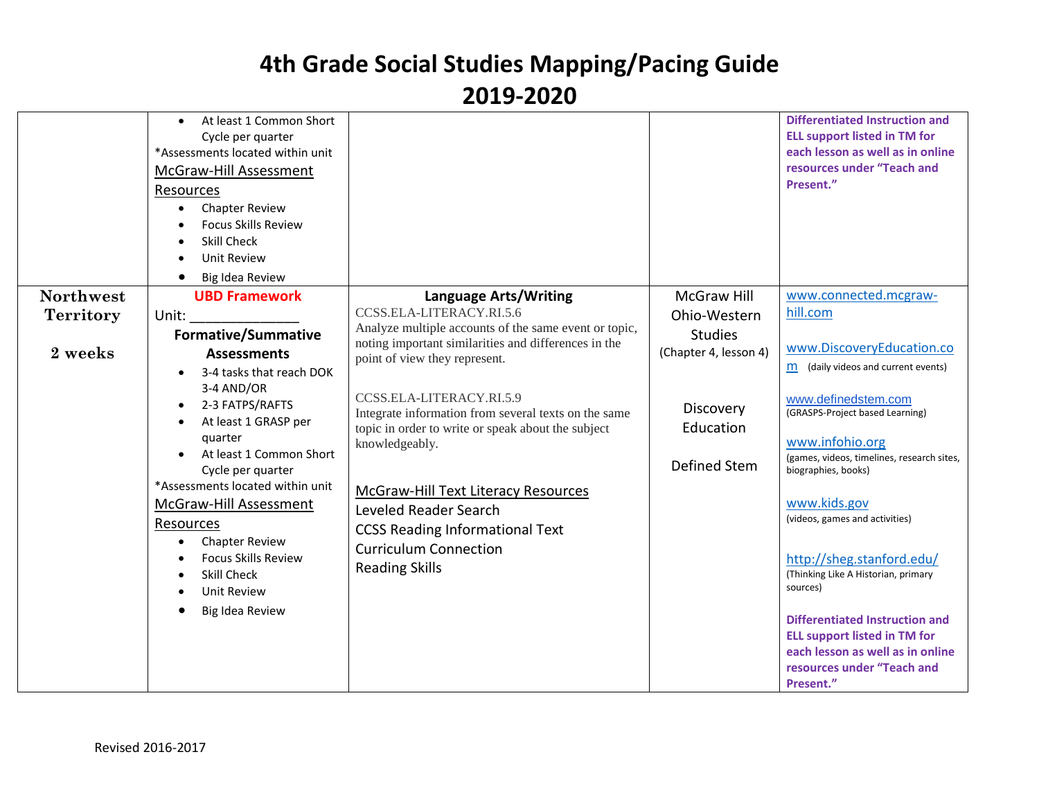# 4th Grade Social Studies Mapping/Pacing Guide

# 2019-2020

| | | | | |
|---|---|---|---|---|
| | • At least 1 Common Short Cycle per quarter<br>*Assessments located within unit<br>McGraw-Hill Assessment Resources<br>• Chapter Review<br>• Focus Skills Review<br>• Skill Check<br>• Unit Review<br>• Big Idea Review | | | **Differentiated Instruction and ELL support listed in TM for each lesson as well as in online resources under "Teach and Present."** |
| **Northwest Territory**<br><br>**2 weeks** | **UBD Framework**<br>Unit: ______________<br>**Formative/Summative Assessments**<br>• 3-4 tasks that reach DOK 3-4 AND/OR<br>• 2-3 FATPS/RAFTS<br>• At least 1 GRASP per quarter<br>• At least 1 Common Short Cycle per quarter<br>*Assessments located within unit<br>McGraw-Hill Assessment Resources<br>• Chapter Review<br>• Focus Skills Review<br>• Skill Check<br>• Unit Review<br>• Big Idea Review | **Language Arts/Writing**<br>CCSS.ELA-LITERACY.RI.5.6<br>Analyze multiple accounts of the same event or topic, noting important similarities and differences in the point of view they represent.<br><br>CCSS.ELA-LITERACY.RI.5.9<br>Integrate information from several texts on the same topic in order to write or speak about the subject knowledgeably.<br><br>McGraw-Hill Text Literacy Resources<br>Leveled Reader Search<br>CCSS Reading Informational Text<br>Curriculum Connection<br>Reading Skills | McGraw Hill Ohio-Western Studies<br>(Chapter 4, lesson 4)<br><br>Discovery Education<br><br>Defined Stem | www.connected.mcgraw-hill.com<br><br>www.DiscoveryEducation.com (daily videos and current events)<br><br>www.definedstem.com<br>(GRASPS-Project based Learning)<br><br>www.infohio.org<br>(games, videos, timelines, research sites, biographies, books)<br><br>www.kids.gov<br>(videos, games and activities)<br><br>http://sheg.stanford.edu/<br>(Thinking Like A Historian, primary sources)<br><br>**Differentiated Instruction and ELL support listed in TM for each lesson as well as in online resources under "Teach and Present."** |

Revised 2016-2017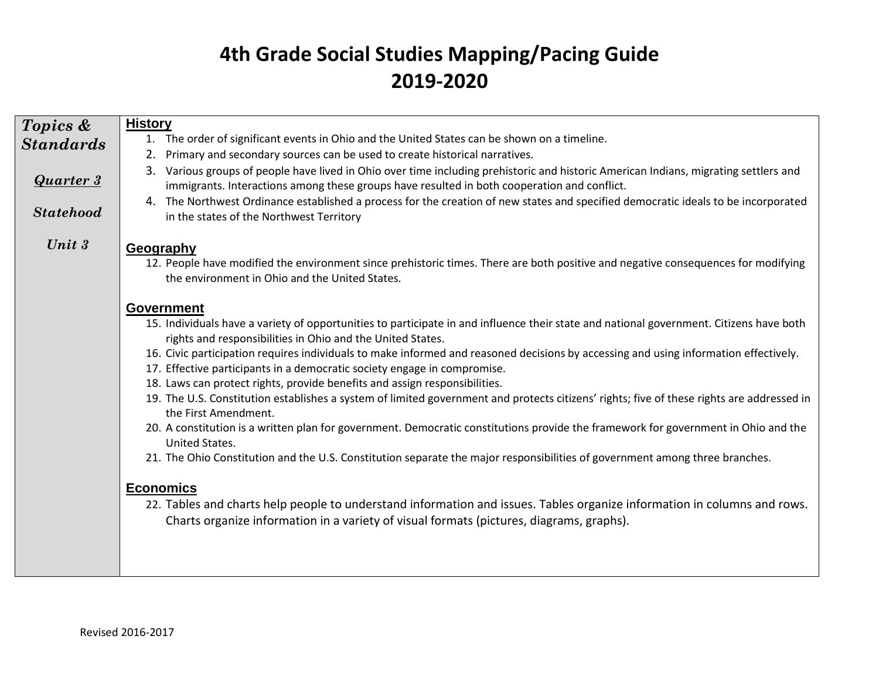# 4th Grade Social Studies Mapping/Pacing Guide
# 2019-2020

| ***Topics & Standards*** | |
|---|---|
| ***Quarter 3*** ***Statehood*** ***Unit 3*** | **History** 1. The order of significant events in Ohio and the United States can be shown on a timeline. 2. Primary and secondary sources can be used to create historical narratives. 3. Various groups of people have lived in Ohio over time including prehistoric and historic American Indians, migrating settlers and immigrants. Interactions among these groups have resulted in both cooperation and conflict. 4. The Northwest Ordinance established a process for the creation of new states and specified democratic ideals to be incorporated in the states of the Northwest Territory <br><br> **Geography** 12. People have modified the environment since prehistoric times. There are both positive and negative consequences for modifying the environment in Ohio and the United States. <br><br> **Government** 15. Individuals have a variety of opportunities to participate in and influence their state and national government. Citizens have both rights and responsibilities in Ohio and the United States. 16. Civic participation requires individuals to make informed and reasoned decisions by accessing and using information effectively. 17. Effective participants in a democratic society engage in compromise. 18. Laws can protect rights, provide benefits and assign responsibilities. 19. The U.S. Constitution establishes a system of limited government and protects citizens' rights; five of these rights are addressed in the First Amendment. 20. A constitution is a written plan for government. Democratic constitutions provide the framework for government in Ohio and the United States. 21. The Ohio Constitution and the U.S. Constitution separate the major responsibilities of government among three branches. <br><br> **Economics** 22. Tables and charts help people to understand information and issues. Tables organize information in columns and rows. Charts organize information in a variety of visual formats (pictures, diagrams, graphs). |

Revised 2016-2017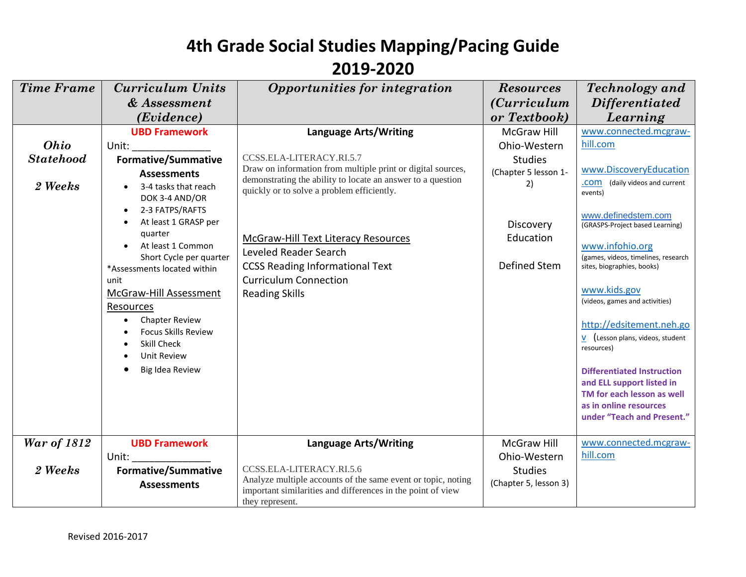# 4th Grade Social Studies Mapping/Pacing Guide
# 2019-2020

| *Time Frame* | *Curriculum Units & Assessment (Evidence)* | *Opportunities for integration* | *Resources (Curriculum or Textbook)* | *Technology and Differentiated Learning* |
|---|---|---|---|---|
| ***Ohio Statehood*** <br><br> ***2 Weeks*** | **UBD Framework** <br> Unit: ______________ <br> **Formative/Summative Assessments** <br> • 3-4 tasks that reach DOK 3-4 AND/OR <br> • 2-3 FATPS/RAFTS <br> • At least 1 GRASP per quarter <br> • At least 1 Common Short Cycle per quarter <br> *Assessments located within unit <br> McGraw-Hill Assessment Resources <br> • Chapter Review <br> • Focus Skills Review <br> • Skill Check <br> • Unit Review <br> • Big Idea Review | **Language Arts/Writing** <br><br> CCSS.ELA-LITERACY.RI.5.7 <br> Draw on information from multiple print or digital sources, demonstrating the ability to locate an answer to a question quickly or to solve a problem efficiently. <br><br> McGraw-Hill Text Literacy Resources <br> Leveled Reader Search <br> CCSS Reading Informational Text <br> Curriculum Connection <br> Reading Skills | McGraw Hill Ohio-Western Studies <br> (Chapter 5 lesson 1-2) <br><br> Discovery Education <br><br> Defined Stem | www.connected.mcgraw-hill.com <br><br> www.DiscoveryEducation.com (daily videos and current events) <br><br> www.definedstem.com (GRASPS-Project based Learning) <br><br> www.infohio.org (games, videos, timelines, research sites, biographies, books) <br><br> www.kids.gov (videos, games and activities) <br><br> http://edsitement.neh.gov (Lesson plans, videos, student resources) <br><br> **Differentiated Instruction and ELL support listed in TM for each lesson as well as in online resources under "Teach and Present."** |
| ***War of 1812*** <br><br> ***2 Weeks*** | **UBD Framework** <br> Unit: ______________ <br> **Formative/Summative Assessments** | **Language Arts/Writing** <br><br> CCSS.ELA-LITERACY.RI.5.6 <br> Analyze multiple accounts of the same event or topic, noting important similarities and differences in the point of view they represent. | McGraw Hill Ohio-Western Studies <br> (Chapter 5, lesson 3) | www.connected.mcgraw-hill.com |

Revised 2016-2017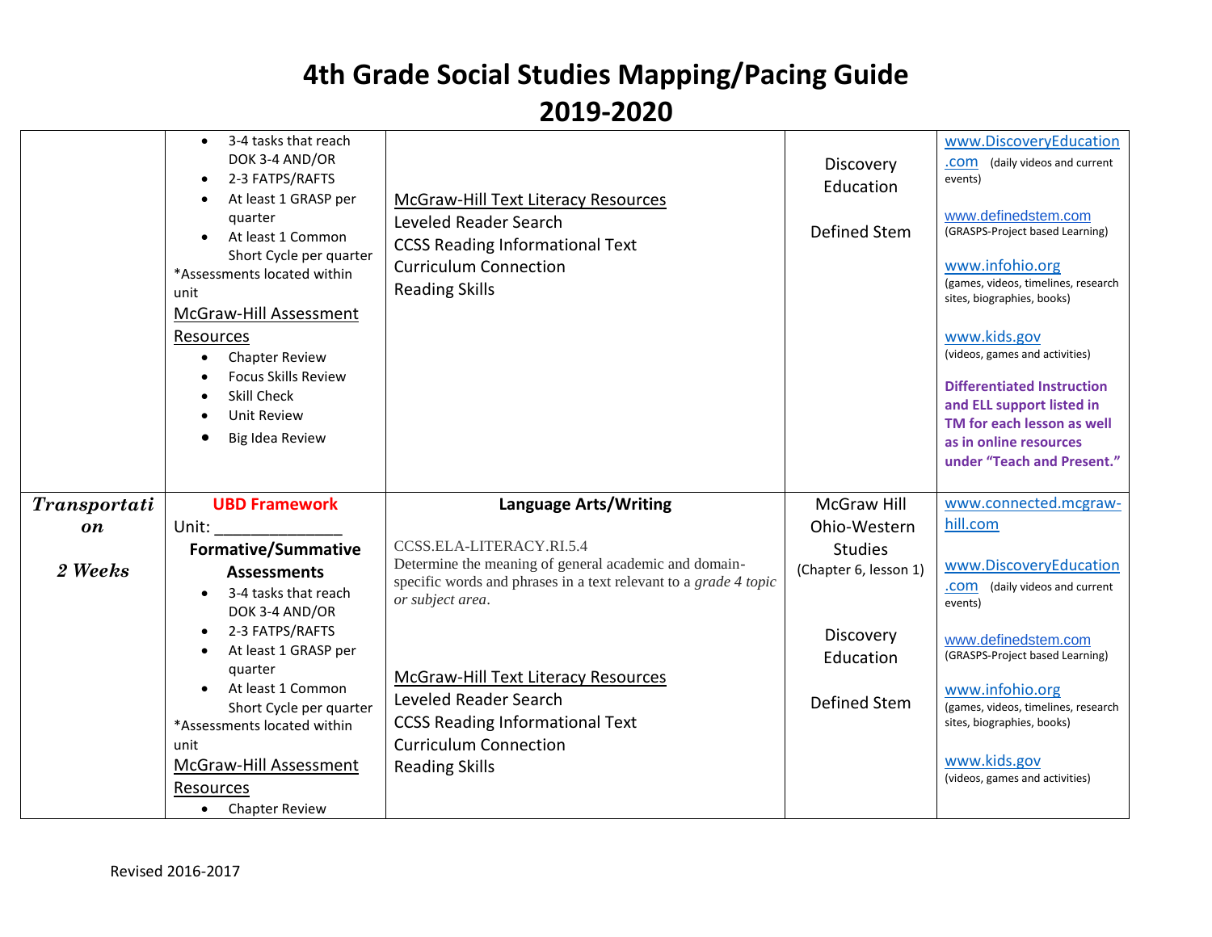# 4th Grade Social Studies Mapping/Pacing Guide 2019-2020

| | | | | |
|---|---|---|---|---|
| | • 3-4 tasks that reach DOK 3-4 AND/OR<br>• 2-3 FATPS/RAFTS<br>• At least 1 GRASP per quarter<br>• At least 1 Common Short Cycle per quarter<br>*Assessments located within unit<br>McGraw-Hill Assessment Resources<br>• Chapter Review<br>• Focus Skills Review<br>• Skill Check<br>• Unit Review<br>• Big Idea Review | McGraw-Hill Text Literacy Resources<br>Leveled Reader Search<br>CCSS Reading Informational Text<br>Curriculum Connection<br>Reading Skills | Discovery Education<br><br>Defined Stem | www.DiscoveryEducation.com (daily videos and current events)<br><br>www.definedstem.com (GRASPS-Project based Learning)<br><br>www.infohio.org (games, videos, timelines, research sites, biographies, books)<br><br>www.kids.gov (videos, games and activities)<br><br>**Differentiated Instruction and ELL support listed in TM for each lesson as well as in online resources under "Teach and Present."** |
| ***Transportation***<br><br>***2 Weeks*** | **UBD Framework**<br>Unit: ______________<br>**Formative/Summative Assessments**<br>• 3-4 tasks that reach DOK 3-4 AND/OR<br>• 2-3 FATPS/RAFTS<br>• At least 1 GRASP per quarter<br>• At least 1 Common Short Cycle per quarter<br>*Assessments located within unit<br>McGraw-Hill Assessment Resources<br>• Chapter Review | **Language Arts/Writing**<br><br>CCSS.ELA-LITERACY.RI.5.4<br>Determine the meaning of general academic and domain-specific words and phrases in a text relevant to a *grade 4 topic or subject area*.<br><br>McGraw-Hill Text Literacy Resources<br>Leveled Reader Search<br>CCSS Reading Informational Text<br>Curriculum Connection<br>Reading Skills | McGraw Hill Ohio-Western Studies (Chapter 6, lesson 1)<br><br>Discovery Education<br><br>Defined Stem | www.connected.mcgraw-hill.com<br><br>www.DiscoveryEducation.com (daily videos and current events)<br><br>www.definedstem.com (GRASPS-Project based Learning)<br><br>www.infohio.org (games, videos, timelines, research sites, biographies, books)<br><br>www.kids.gov (videos, games and activities) |

Revised 2016-2017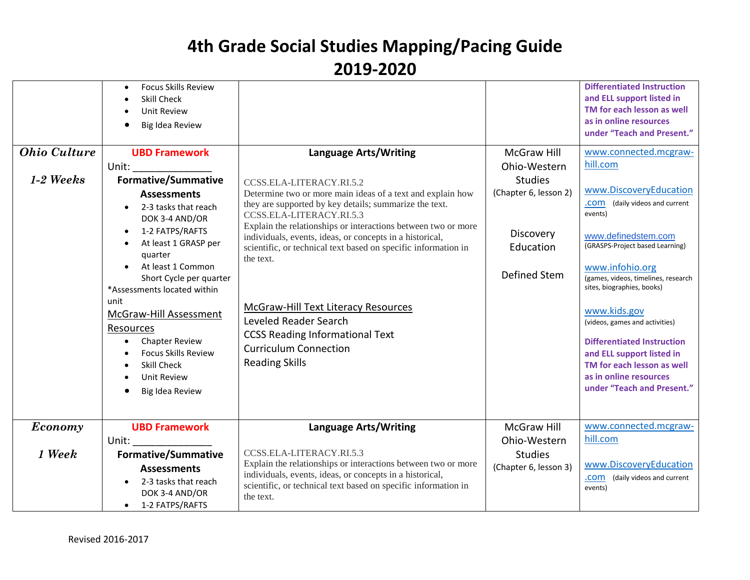# 4th Grade Social Studies Mapping/Pacing Guide 2019-2020

| | | | | |
|---|---|---|---|---|
| | • Focus Skills Review<br>• Skill Check<br>• Unit Review<br>• Big Idea Review | | | **Differentiated Instruction and ELL support listed in TM for each lesson as well as in online resources under "Teach and Present."** |
| ***Ohio Culture***<br><br>***1-2 Weeks*** | **UBD Framework**<br>Unit: ______________<br>**Formative/Summative Assessments**<br>• 2-3 tasks that reach DOK 3-4 AND/OR<br>• 1-2 FATPS/RAFTS<br>• At least 1 GRASP per quarter<br>• At least 1 Common Short Cycle per quarter<br>*Assessments located within unit<br>McGraw-Hill Assessment Resources<br>• Chapter Review<br>• Focus Skills Review<br>• Skill Check<br>• Unit Review<br>• Big Idea Review | **Language Arts/Writing**<br><br>CCSS.ELA-LITERACY.RI.5.2<br>Determine two or more main ideas of a text and explain how they are supported by key details; summarize the text.<br>CCSS.ELA-LITERACY.RI.5.3<br>Explain the relationships or interactions between two or more individuals, events, ideas, or concepts in a historical, scientific, or technical text based on specific information in the text.<br><br>McGraw-Hill Text Literacy Resources<br>Leveled Reader Search<br>CCSS Reading Informational Text<br>Curriculum Connection<br>Reading Skills | McGraw Hill Ohio-Western Studies<br>(Chapter 6, lesson 2)<br><br>Discovery Education<br><br>Defined Stem | www.connected.mcgraw-hill.com<br><br>www.DiscoveryEducation.com (daily videos and current events)<br><br>www.definedstem.com (GRASPS-Project based Learning)<br><br>www.infohio.org (games, videos, timelines, research sites, biographies, books)<br><br>www.kids.gov (videos, games and activities)<br><br>**Differentiated Instruction and ELL support listed in TM for each lesson as well as in online resources under "Teach and Present."** |
| ***Economy***<br><br>***1 Week*** | **UBD Framework**<br>Unit: ______________<br>**Formative/Summative Assessments**<br>• 2-3 tasks that reach DOK 3-4 AND/OR<br>• 1-2 FATPS/RAFTS | **Language Arts/Writing**<br><br>CCSS.ELA-LITERACY.RI.5.3<br>Explain the relationships or interactions between two or more individuals, events, ideas, or concepts in a historical, scientific, or technical text based on specific information in the text. | McGraw Hill Ohio-Western Studies<br>(Chapter 6, lesson 3) | www.connected.mcgraw-hill.com<br><br>www.DiscoveryEducation.com (daily videos and current events) |

Revised 2016-2017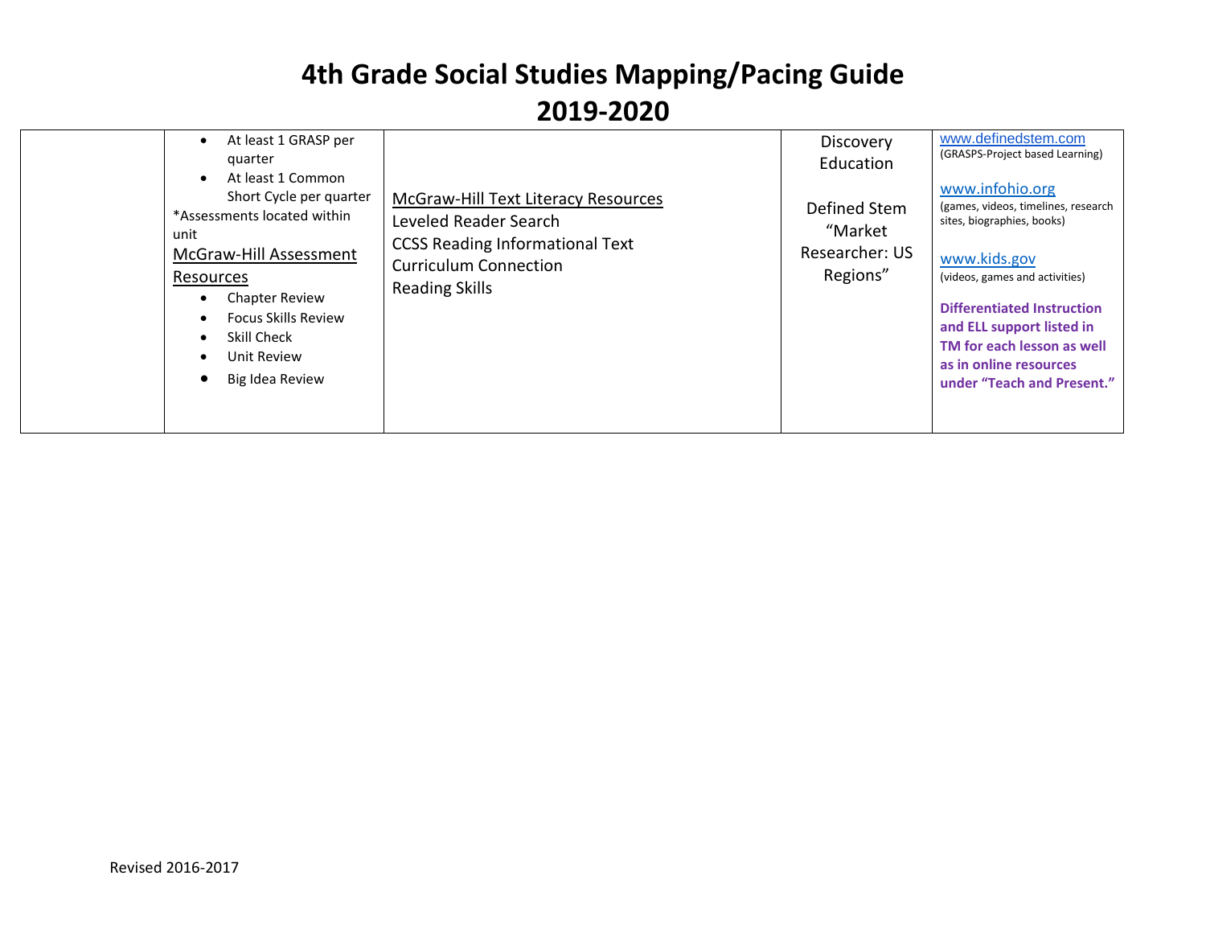# 4th Grade Social Studies Mapping/Pacing Guide

# 2019-2020

| | | | | |
|---|---|---|---|---|
| | • At least 1 GRASP per quarter<br>• At least 1 Common Short Cycle per quarter<br>*Assessments located within unit<br>McGraw-Hill Assessment Resources<br>• Chapter Review<br>• Focus Skills Review<br>• Skill Check<br>• Unit Review<br>• Big Idea Review | McGraw-Hill Text Literacy Resources<br>Leveled Reader Search<br>CCSS Reading Informational Text<br>Curriculum Connection<br>Reading Skills | Discovery Education<br><br>Defined Stem "Market Researcher: US Regions" | www.definedstem.com (GRASPS-Project based Learning)<br><br>www.infohio.org (games, videos, timelines, research sites, biographies, books)<br><br>www.kids.gov (videos, games and activities)<br><br>**Differentiated Instruction and ELL support listed in TM for each lesson as well as in online resources under "Teach and Present."** |

Revised 2016-2017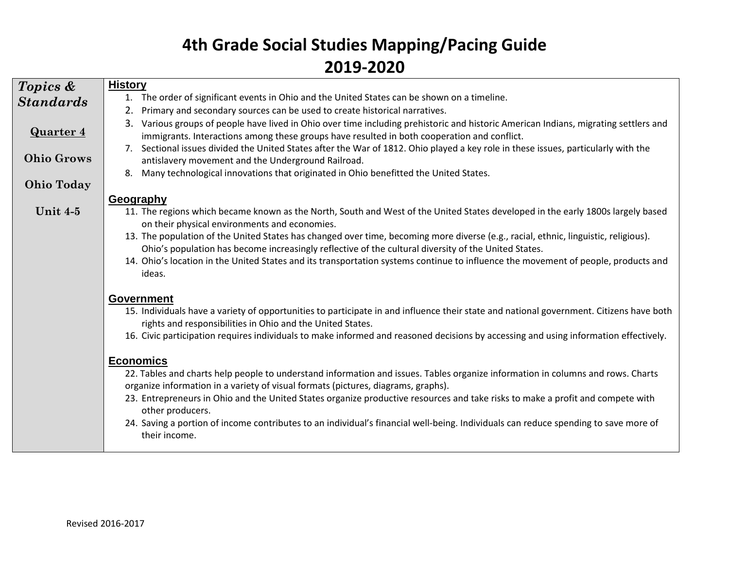# 4th Grade Social Studies Mapping/Pacing Guide 2019-2020

| *Topics & Standards*<br><br>**Quarter 4**<br><br>**Ohio Grows**<br><br>**Ohio Today**<br><br>**Unit 4-5** | **History**<br>1. The order of significant events in Ohio and the United States can be shown on a timeline.<br>2. Primary and secondary sources can be used to create historical narratives.<br>3. Various groups of people have lived in Ohio over time including prehistoric and historic American Indians, migrating settlers and immigrants. Interactions among these groups have resulted in both cooperation and conflict.<br>7. Sectional issues divided the United States after the War of 1812. Ohio played a key role in these issues, particularly with the antislavery movement and the Underground Railroad.<br>8. Many technological innovations that originated in Ohio benefitted the United States.<br><br>**Geography**<br>11. The regions which became known as the North, South and West of the United States developed in the early 1800s largely based on their physical environments and economies.<br>13. The population of the United States has changed over time, becoming more diverse (e.g., racial, ethnic, linguistic, religious). Ohio's population has become increasingly reflective of the cultural diversity of the United States.<br>14. Ohio's location in the United States and its transportation systems continue to influence the movement of people, products and ideas.<br><br>**Government**<br>15. Individuals have a variety of opportunities to participate in and influence their state and national government. Citizens have both rights and responsibilities in Ohio and the United States.<br>16. Civic participation requires individuals to make informed and reasoned decisions by accessing and using information effectively.<br><br>**Economics**<br>22. Tables and charts help people to understand information and issues. Tables organize information in columns and rows. Charts organize information in a variety of visual formats (pictures, diagrams, graphs).<br>23. Entrepreneurs in Ohio and the United States organize productive resources and take risks to make a profit and compete with other producers.<br>24. Saving a portion of income contributes to an individual's financial well-being. Individuals can reduce spending to save more of their income. |
|---|---|

Revised 2016-2017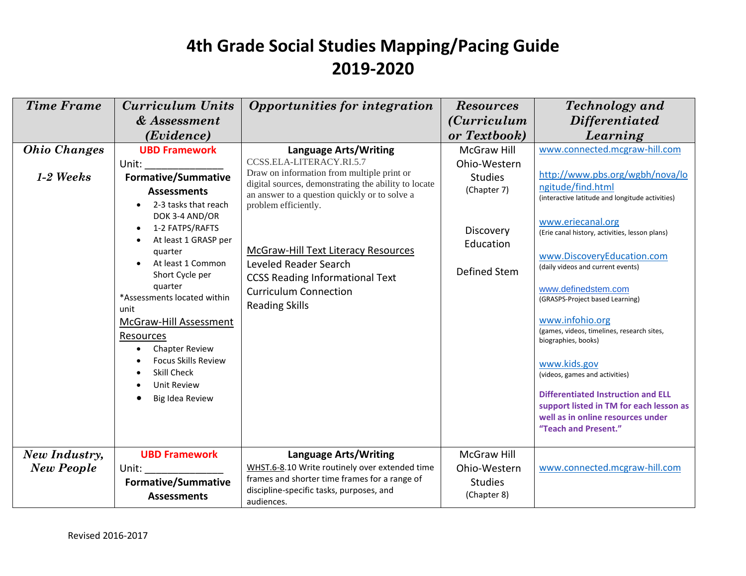# 4th Grade Social Studies Mapping/Pacing Guide
# 2019-2020

| Time Frame | Curriculum Units & Assessment (Evidence) | Opportunities for integration | Resources (Curriculum or Textbook) | Technology and Differentiated Learning |
|---|---|---|---|---|
| ***Ohio Changes*** <br><br> ***1-2 Weeks*** | **UBD Framework** <br> Unit: ______________ <br> **Formative/Summative Assessments** <br> • 2-3 tasks that reach DOK 3-4 AND/OR <br> • 1-2 FATPS/RAFTS <br> • At least 1 GRASP per quarter <br> • At least 1 Common Short Cycle per quarter <br> *Assessments located within unit <br> McGraw-Hill Assessment Resources <br> • Chapter Review <br> • Focus Skills Review <br> • Skill Check <br> • Unit Review <br> • Big Idea Review | **Language Arts/Writing** <br> CCSS.ELA-LITERACY.RI.5.7 <br> Draw on information from multiple print or digital sources, demonstrating the ability to locate an answer to a question quickly or to solve a problem efficiently. <br><br> McGraw-Hill Text Literacy Resources <br> Leveled Reader Search <br> CCSS Reading Informational Text <br> Curriculum Connection <br> Reading Skills | McGraw Hill Ohio-Western Studies (Chapter 7) <br><br> Discovery Education <br><br> Defined Stem | www.connected.mcgraw-hill.com <br><br> http://www.pbs.org/wgbh/nova/longitude/find.html <br> (interactive latitude and longitude activities) <br><br> www.eriecanal.org <br> (Erie canal history, activities, lesson plans) <br><br> www.DiscoveryEducation.com <br> (daily videos and current events) <br><br> www.definedstem.com <br> (GRASPS-Project based Learning) <br><br> www.infohio.org <br> (games, videos, timelines, research sites, biographies, books) <br><br> www.kids.gov <br> (videos, games and activities) <br><br> **Differentiated Instruction and ELL support listed in TM for each lesson as well as in online resources under "Teach and Present."** |
| ***New Industry, New People*** | **UBD Framework** <br> Unit: ______________ <br> **Formative/Summative Assessments** | **Language Arts/Writing** <br> WHST.6-8.10 Write routinely over extended time frames and shorter time frames for a range of discipline-specific tasks, purposes, and audiences. | McGraw Hill Ohio-Western Studies (Chapter 8) | www.connected.mcgraw-hill.com |

Revised 2016-2017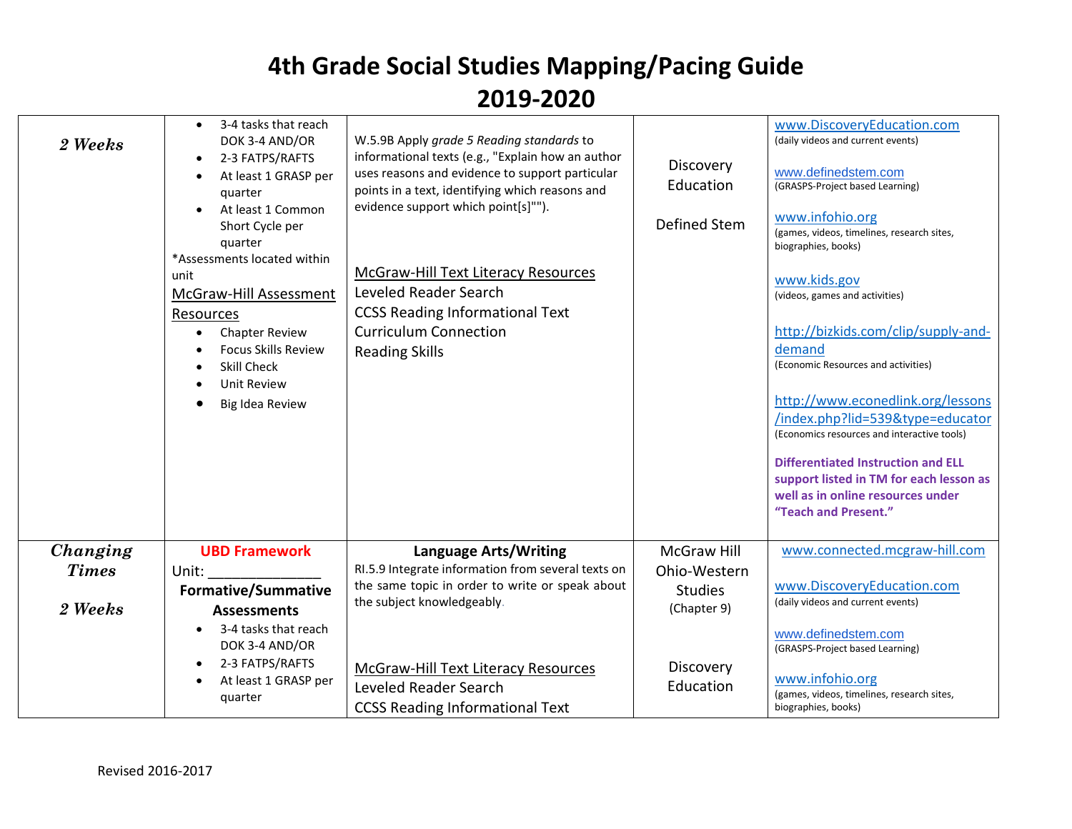# 4th Grade Social Studies Mapping/Pacing Guide
## 2019-2020

| | | | | |
|---|---|---|---|---|
| ***2 Weeks*** | • 3-4 tasks that reach DOK 3-4 AND/OR<br>• 2-3 FATPS/RAFTS<br>• At least 1 GRASP per quarter<br>• At least 1 Common Short Cycle per quarter<br>*Assessments located within unit<br>McGraw-Hill Assessment Resources<br>• Chapter Review<br>• Focus Skills Review<br>• Skill Check<br>• Unit Review<br>• Big Idea Review | W.5.9B Apply *grade 5 Reading standards* to informational texts (e.g., "Explain how an author uses reasons and evidence to support particular points in a text, identifying which reasons and evidence support which point[s]"").<br><br>McGraw-Hill Text Literacy Resources<br>Leveled Reader Search<br>CCSS Reading Informational Text<br>Curriculum Connection<br>Reading Skills | Discovery Education<br><br>Defined Stem | www.DiscoveryEducation.com (daily videos and current events)<br><br>www.definedstem.com (GRASPS-Project based Learning)<br><br>www.infohio.org (games, videos, timelines, research sites, biographies, books)<br><br>www.kids.gov (videos, games and activities)<br><br>http://bizkids.com/clip/supply-and-demand (Economic Resources and activities)<br><br>http://www.econedlink.org/lessons/index.php?lid=539&type=educator (Economics resources and interactive tools)<br><br>**Differentiated Instruction and ELL support listed in TM for each lesson as well as in online resources under "Teach and Present."** |
| ***Changing Times***<br><br>***2 Weeks*** | **UBD Framework**<br>Unit: ______________<br>**Formative/Summative Assessments**<br>• 3-4 tasks that reach DOK 3-4 AND/OR<br>• 2-3 FATPS/RAFTS<br>• At least 1 GRASP per quarter | **Language Arts/Writing**<br>RI.5.9 Integrate information from several texts on the same topic in order to write or speak about the subject knowledgeably.<br><br>McGraw-Hill Text Literacy Resources<br>Leveled Reader Search<br>CCSS Reading Informational Text | McGraw Hill Ohio-Western Studies (Chapter 9)<br><br>Discovery Education | www.connected.mcgraw-hill.com<br><br>www.DiscoveryEducation.com (daily videos and current events)<br><br>www.definedstem.com (GRASPS-Project based Learning)<br><br>www.infohio.org (games, videos, timelines, research sites, biographies, books) |

Revised 2016-2017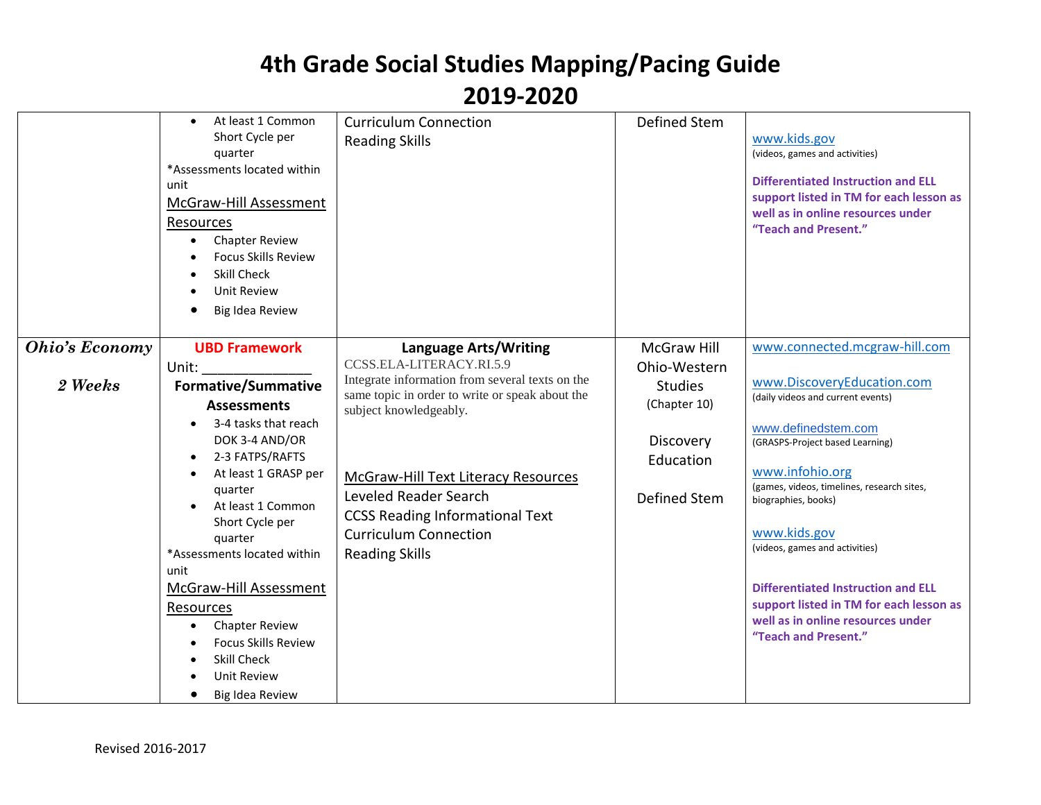# 4th Grade Social Studies Mapping/Pacing Guide
# 2019-2020

| | | | | |
|---|---|---|---|---|
| | • At least 1 Common Short Cycle per quarter<br>*Assessments located within unit<br>McGraw-Hill Assessment Resources<br>• Chapter Review<br>• Focus Skills Review<br>• Skill Check<br>• Unit Review<br>• Big Idea Review | Curriculum Connection<br>Reading Skills | Defined Stem | www.kids.gov<br>(videos, games and activities)<br><br>**Differentiated Instruction and ELL support listed in TM for each lesson as well as in online resources under "Teach and Present."** |
| ***Ohio's Economy***<br><br>***2 Weeks*** | **UBD Framework**<br>Unit: ______________<br>**Formative/Summative Assessments**<br>• 3-4 tasks that reach DOK 3-4 AND/OR<br>• 2-3 FATPS/RAFTS<br>• At least 1 GRASP per quarter<br>• At least 1 Common Short Cycle per quarter<br>*Assessments located within unit<br>McGraw-Hill Assessment Resources<br>• Chapter Review<br>• Focus Skills Review<br>• Skill Check<br>• Unit Review<br>• Big Idea Review | **Language Arts/Writing**<br>CCSS.ELA-LITERACY.RI.5.9<br>Integrate information from several texts on the same topic in order to write or speak about the subject knowledgeably.<br><br>McGraw-Hill Text Literacy Resources<br>Leveled Reader Search<br>CCSS Reading Informational Text<br>Curriculum Connection<br>Reading Skills | McGraw Hill Ohio-Western Studies<br>(Chapter 10)<br><br>Discovery Education<br><br>Defined Stem | www.connected.mcgraw-hill.com<br><br>www.DiscoveryEducation.com<br>(daily videos and current events)<br><br>www.definedstem.com<br>(GRASPS-Project based Learning)<br><br>www.infohio.org<br>(games, videos, timelines, research sites, biographies, books)<br><br>www.kids.gov<br>(videos, games and activities)<br><br>**Differentiated Instruction and ELL support listed in TM for each lesson as well as in online resources under "Teach and Present."** |

Revised 2016-2017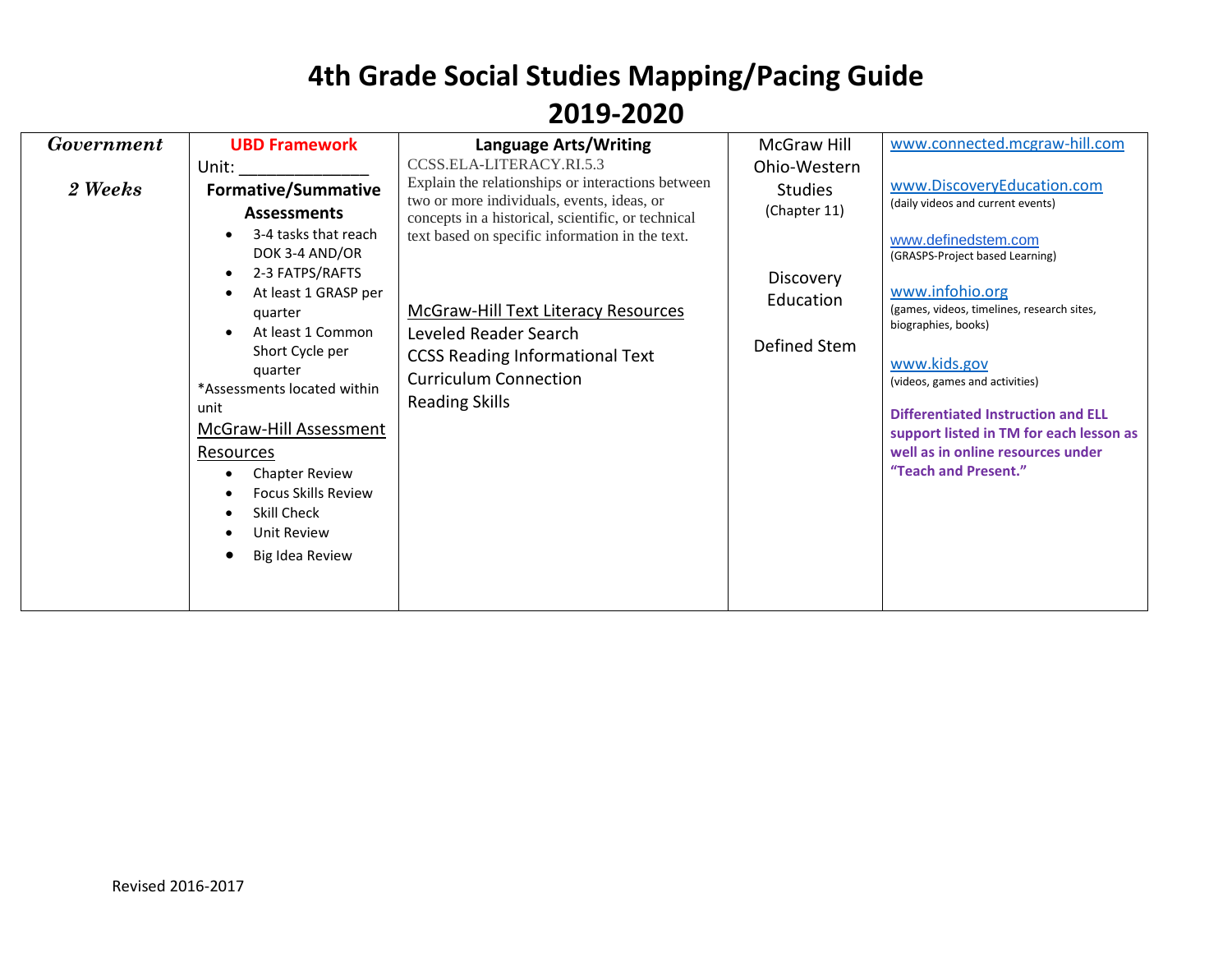# 4th Grade Social Studies Mapping/Pacing Guide
# 2019-2020

| | | | | |
|---|---|---|---|---|
| ***Government***<br><br>***2 Weeks*** | **UBD Framework**<br>Unit: ______________<br>**Formative/Summative Assessments**<br>• 3-4 tasks that reach DOK 3-4 AND/OR<br>• 2-3 FATPS/RAFTS<br>• At least 1 GRASP per quarter<br>• At least 1 Common Short Cycle per quarter<br>*Assessments located within unit<br>McGraw-Hill Assessment Resources<br>• Chapter Review<br>• Focus Skills Review<br>• Skill Check<br>• Unit Review<br>• Big Idea Review | **Language Arts/Writing**<br>CCSS.ELA-LITERACY.RI.5.3<br>Explain the relationships or interactions between two or more individuals, events, ideas, or concepts in a historical, scientific, or technical text based on specific information in the text.<br><br>McGraw-Hill Text Literacy Resources<br>Leveled Reader Search<br>CCSS Reading Informational Text<br>Curriculum Connection<br>Reading Skills | McGraw Hill Ohio-Western Studies<br>(Chapter 11)<br><br>Discovery Education<br><br>Defined Stem | www.connected.mcgraw-hill.com<br><br>www.DiscoveryEducation.com<br>(daily videos and current events)<br><br>www.definedstem.com<br>(GRASPS-Project based Learning)<br><br>www.infohio.org<br>(games, videos, timelines, research sites, biographies, books)<br><br>www.kids.gov<br>(videos, games and activities)<br><br>**Differentiated Instruction and ELL support listed in TM for each lesson as well as in online resources under "Teach and Present."** |

Revised 2016-2017